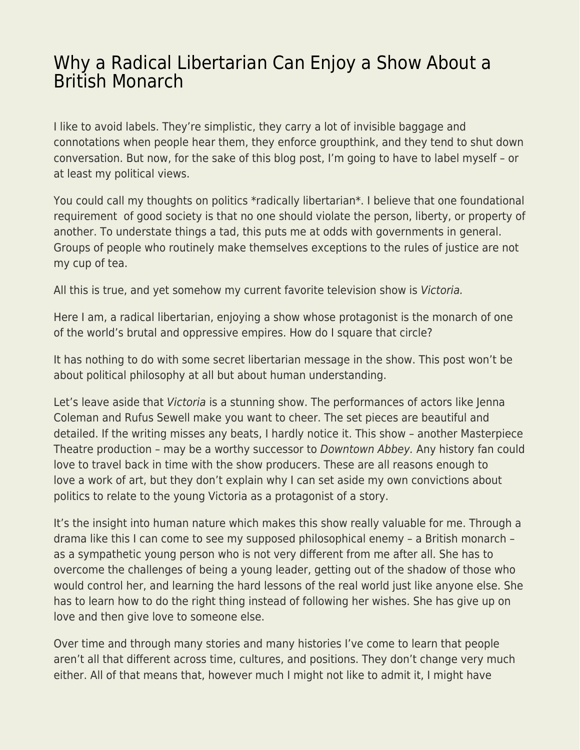# Why a Radical Libertarian Can Enjoy a Show About a British Monarch

I like to avoid labels. They're simplistic, they carry a lot of invisible baggage and connotations when people hear them, they enforce groupthink, and they tend to shut down conversation. But now, for the sake of this blog post, I'm going to have to label myself – or at least my political views.

You could call my thoughts on politics *radically libertarian*. I believe that one foundational requirement of good society is that no one should violate the person, liberty, or property of another. To understate things a tad, this puts me at odds with governments in general. Groups of people who routinely make themselves exceptions to the rules of justice are not my cup of tea.

All this is true, and yet somehow my current favorite television show is *Victoria.*

Here I am, a radical libertarian, enjoying a show whose protagonist is the monarch of one of the world's brutal and oppressive empires. How do I square that circle?

It has nothing to do with some secret libertarian message in the show. This post won't be about political philosophy at all but about human understanding.

Let's leave aside that *Victoria* is a stunning show. The performances of actors like Jenna Coleman and Rufus Sewell make you want to cheer. The set pieces are beautiful and detailed. If the writing misses any beats, I hardly notice it. This show – another Masterpiece Theatre production – may be a worthy successor to *Downtown Abbey.* Any history fan could love to travel back in time with the show producers. These are all reasons enough to love a work of art, but they don't explain why I can set aside my own convictions about politics to relate to the young Victoria as a protagonist of a story.

It's the insight into human nature which makes this show really valuable for me. Through a drama like this I can come to see my supposed philosophical enemy – a British monarch – as a sympathetic young person who is not very different from me after all. She has to overcome the challenges of being a young leader, getting out of the shadow of those who would control her, and learning the hard lessons of the real world just like anyone else. She has to learn how to do the right thing instead of following her wishes. She has give up on love and then give love to someone else.

Over time and through many stories and many histories I've come to learn that people aren't all that different across time, cultures, and positions. They don't change very much either. All of that means that, however much I might not like to admit it, I might have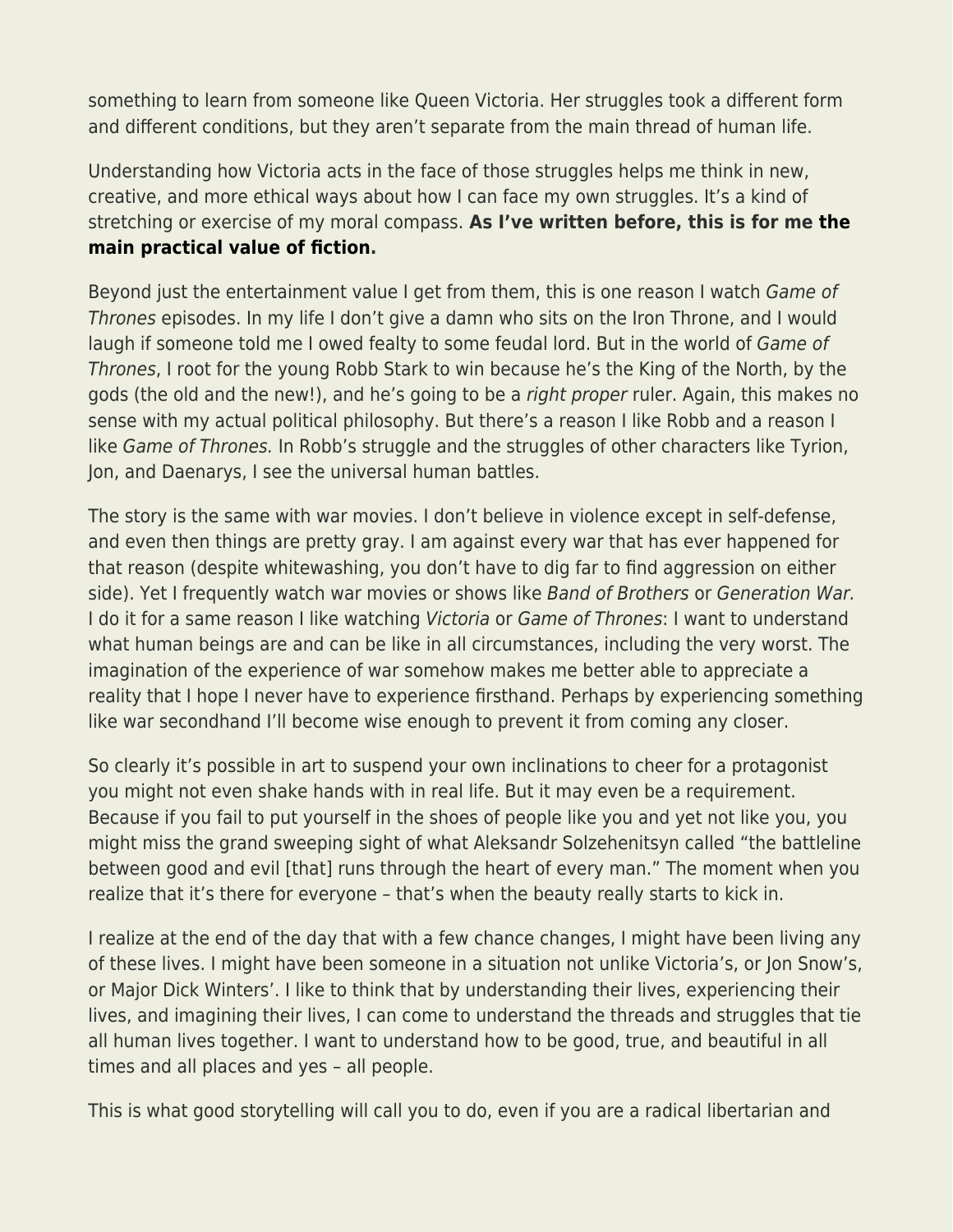something to learn from someone like Queen Victoria. Her struggles took a different form and different conditions, but they aren't separate from the main thread of human life.

Understanding how Victoria acts in the face of those struggles helps me think in new, creative, and more ethical ways about how I can face my own struggles. It's a kind of stretching or exercise of my moral compass. **As I've written before, this is for me the main practical value of fiction.**

Beyond just the entertainment value I get from them, this is one reason I watch *Game of Thrones* episodes. In my life I don't give a damn who sits on the Iron Throne, and I would laugh if someone told me I owed fealty to some feudal lord. But in the world of *Game of Thrones*, I root for the young Robb Stark to win because he's the King of the North, by the gods (the old and the new!), and he's going to be a *right proper* ruler. Again, this makes no sense with my actual political philosophy. But there's a reason I like Robb and a reason I like *Game of Thrones.* In Robb's struggle and the struggles of other characters like Tyrion, Jon, and Daenarys, I see the universal human battles.

The story is the same with war movies. I don't believe in violence except in self-defense, and even then things are pretty gray. I am against every war that has ever happened for that reason (despite whitewashing, you don't have to dig far to find aggression on either side). Yet I frequently watch war movies or shows like *Band of Brothers* or *Generation War.* I do it for a same reason I like watching *Victoria* or *Game of Thrones*: I want to understand what human beings are and can be like in all circumstances, including the very worst. The imagination of the experience of war somehow makes me better able to appreciate a reality that I hope I never have to experience firsthand. Perhaps by experiencing something like war secondhand I'll become wise enough to prevent it from coming any closer.

So clearly it's possible in art to suspend your own inclinations to cheer for a protagonist you might not even shake hands with in real life. But it may even be a requirement. Because if you fail to put yourself in the shoes of people like you and yet not like you, you might miss the grand sweeping sight of what Aleksandr Solzehenitsyn called "the battleline between good and evil [that] runs through the heart of every man." The moment when you realize that it's there for everyone – that's when the beauty really starts to kick in.

I realize at the end of the day that with a few chance changes, I might have been living any of these lives. I might have been someone in a situation not unlike Victoria's, or Jon Snow's, or Major Dick Winters'. I like to think that by understanding their lives, experiencing their lives, and imagining their lives, I can come to understand the threads and struggles that tie all human lives together. I want to understand how to be good, true, and beautiful in all times and all places and yes – all people.

This is what good storytelling will call you to do, even if you are a radical libertarian and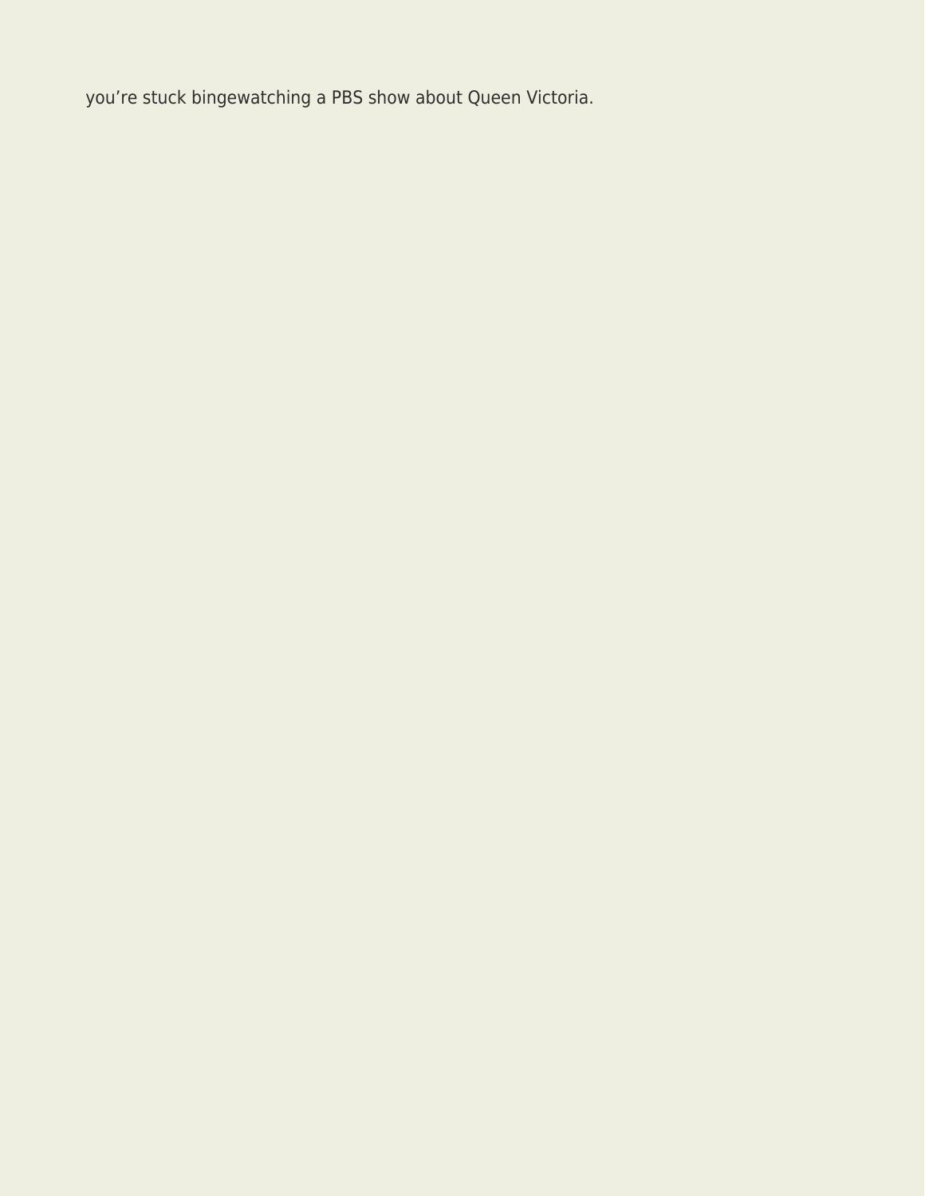you’re stuck bingewatching a PBS show about Queen Victoria.